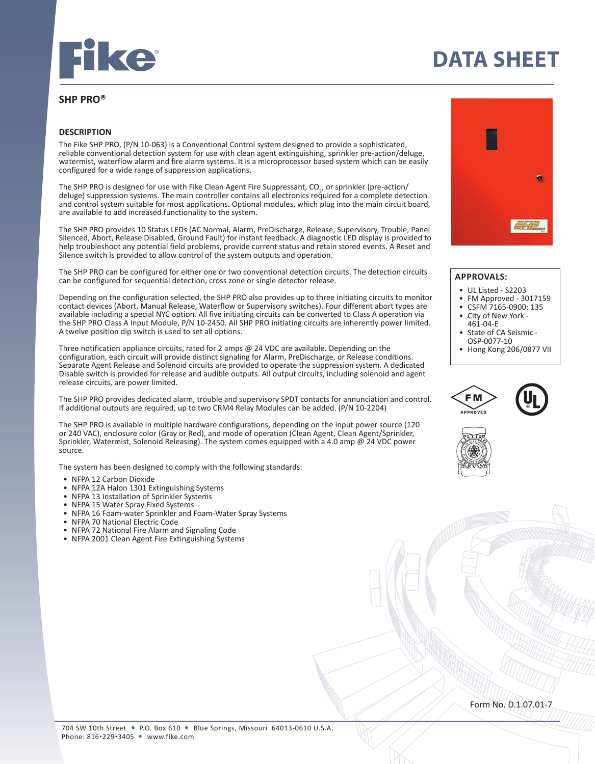# DATA SHEET

## SHP PRO®

### DESCRIPTION

The Fike SHP PRO, (P/N 10-063) is a Conventional Control system designed to provide a sophisticated, reliable conventional detection system for use with clean agent extinguishing, sprinkler pre-action/deluge, watermist, waterflow alarm and fire alarm systems. It is a microprocessor based system which can be easily configured for a wide range of suppression applications.

The SHP PRO is designed for use with Fike Clean Agent Fire Suppressant, $CO_2$, or sprinkler (pre-action/deluge) suppression systems. The main controller contains all electronics required for a complete detection and control system suitable for most applications. Optional modules, which plug into the main circuit board, are available to add increased functionality to the system.

The SHP PRO provides 10 Status LEDs (AC Normal, Alarm, PreDischarge, Release, Supervisory, Trouble, Panel Silenced, Abort, Release Disabled, Ground Fault) for instant feedback. A diagnostic LED display is provided to help troubleshoot any potential field problems, provide current status and retain stored events. A Reset and Silence switch is provided to allow control of the system outputs and operation.

The SHP PRO can be configured for either one or two conventional detection circuits. The detection circuits can be configured for sequential detection, cross zone or single detector release.

Depending on the configuration selected, the SHP PRO also provides up to three initiating circuits to monitor contact devices (Abort, Manual Release, Waterflow or Supervisory switches). Four different abort types are available including a special NYC option. All five initiating circuits can be converted to Class A operation via the SHP PRO Class A Input Module, P/N 10-2450. All SHP PRO initiating circuits are inherently power limited. A twelve position dip switch is used to set all options.

Three notification appliance circuits, rated for 2 amps @ 24 VDC are available. Depending on the configuration, each circuit will provide distinct signaling for Alarm, PreDischarge, or Release conditions. Separate Agent Release and Solenoid circuits are provided to operate the suppression system. A dedicated Disable switch is provided for release and audible outputs. All output circuits, including solenoid and agent release circuits, are power limited.

The SHP PRO provides dedicated alarm, trouble and supervisory SPDT contacts for annunciation and control. If additional outputs are required, up to two CRM4 Relay Modules can be added. (P/N 10-2204)

The SHP PRO is available in multiple hardware configurations, depending on the input power source (120 or 240 VAC), enclosure color (Gray or Red), and mode of operation (Clean Agent, Clean Agent/Sprinkler, Sprinkler, Watermist, Solenoid Releasing). The system comes equipped with a 4.0 amp @ 24 VDC power source.

The system has been designed to comply with the following standards:

- NFPA 12 Carbon Dioxide
- NFPA 12A Halon 1301 Extinguishing Systems
- NFPA 13 Installation of Sprinkler Systems
- NFPA 15 Water Spray Fixed Systems
- NFPA 16 Foam-water Sprinkler and Foam-Water Spray Systems
- NFPA 70 National Electric Code
- NFPA 72 National Fire Alarm and Signaling Code
- NFPA 2001 Clean Agent Fire Extinguishing Systems

### APPROVALS:

- UL Listed - S2203
- FM Approved - 3017159
- CSFM 7165-0900: 135
- City of New York - 461-04-E
- State of CA Seismic - OSP-0077-10
- Hong Kong 206/0877 VII

Form No. D.1.07.01-7

704 SW 10th Street • P.O. Box 610 • Blue Springs, Missouri 64013-0610 U.S.A.
Phone: 816•229•3405 • www.fike.com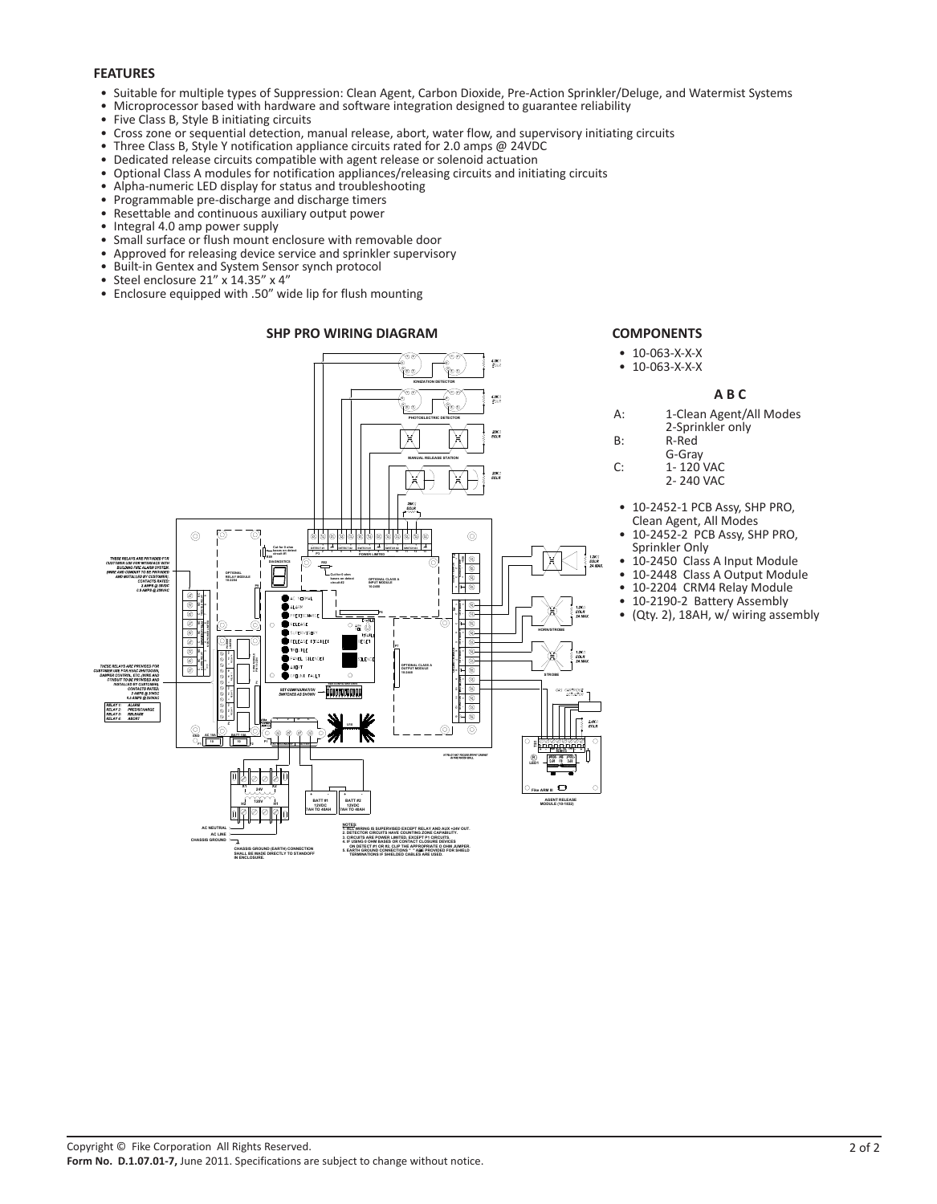## FEATURES

- Suitable for multiple types of Suppression: Clean Agent, Carbon Dioxide, Pre-Action Sprinkler/Deluge, and Watermist Systems
- Microprocessor based with hardware and software integration designed to guarantee reliability
- Five Class B, Style B initiating circuits
- Cross zone or sequential detection, manual release, abort, water flow, and supervisory initiating circuits
- Three Class B, Style Y notification appliance circuits rated for 2.0 amps @ 24VDC
- Dedicated release circuits compatible with agent release or solenoid actuation
- Optional Class A modules for notification appliances/releasing circuits and initiating circuits
- Alpha-numeric LED display for status and troubleshooting
- Programmable pre-discharge and discharge timers
- Resettable and continuous auxiliary output power
- Integral 4.0 amp power supply
- Small surface or flush mount enclosure with removable door
- Approved for releasing device service and sprinkler supervisory
- Built-in Gentex and System Sensor synch protocol
- Steel enclosure 21" x 14.35" x 4"
- Enclosure equipped with .50" wide lip for flush mounting

## SHP PRO WIRING DIAGRAM

IONIZATION DETECTOR

PHOTOELECTRIC DETECTOR

MANUAL RELEASE STATION

THESE RELAYS ARE PROVIDED FOR CUSTOMER USE FOR INTERFACE WITH BUILDING FIRE ALARM SYSTEM. (WIRE AND CONDUIT TO BE PROVIDED AND INSTALLED BY CUSTOMER). CONTACTS RATED: 3 AMPS @ 30VDC 0.5 AMPS @ 250VAC

THESE RELAYS ARE PROVIDED FOR CUSTOMER USE FOR HVAC SHUTDOWN, DAMPER CONTROL, ETC. (WIRE AND CONDUIT TO BE PROVIDED AND INSTALLED BY CUSTOMER). CONTACTS RATED: 2 AMPS @ 30VDC 0.5 AMPS @ 250VAC

RELAY 1: ALARM
RELAY 2: PREDISCHARGE
RELAY 3: RELEASE
RELAY 4: ABORT

OPTIONAL RELAY MODULE 10-2204

OPTIONAL CLASS A INPUT MODULE 10-2450

OPTIONAL CLASS A OUTPUT MODULE 10-2448

SET CONFIGURATION SWITCHES AS SHOWN

HORN/STROBE

STROBE

AGENT RELEASE MODULE (10-1832)

BATT #1 12VDC 7AH TO 48AH

BATT #2 12VDC 7AH TO 48AH

AC NEUTRAL
AC LINE
CHASSIS GROUND

CHASSIS GROUND (EARTH) CONNECTION SHALL BE MADE DIRECTLY TO STANDOFF IN ENCLOSURE.

NOTES:
1. ALL WIRING IS SUPERVISED EXCEPT RELAY AND AUX +24V OUT.
2. DETECTOR CIRCUITS HAVE COUNTING ZONE CAPABILITY.
3. CIRCUITS ARE POWER LIMITED, EXCEPT P1 CIRCUITS.
4. IF USING 0 OHM BASES OR CONTACT CLOSURE DEVICES ON DETECT #1 OR #2, CLIP THE APPROPRIATE 0 OHM JUMPER.
5. EARTH GROUND CONNECTIONS ARE PROVIDED FOR SHIELD TERMINATIONS IF SHIELDED CABLES ARE USED.

## COMPONENTS

- 10-063-X-X-X
- 10-063-X-X-X

**A B C**

A: 1-Clean Agent/All Modes
2-Sprinkler only

B: R-Red
G-Gray

C: 1- 120 VAC
2- 240 VAC

- 10-2452-1 PCB Assy, SHP PRO, Clean Agent, All Modes
- 10-2452-2 PCB Assy, SHP PRO, Sprinkler Only
- 10-2450 Class A Input Module
- 10-2448 Class A Output Module
- 10-2204 CRM4 Relay Module
- 10-2190-2 Battery Assembly
- (Qty. 2), 18AH, w/ wiring assembly

Copyright © Fike Corporation All Rights Reserved.
**Form No. D.1.07.01-7,** June 2011. Specifications are subject to change without notice.